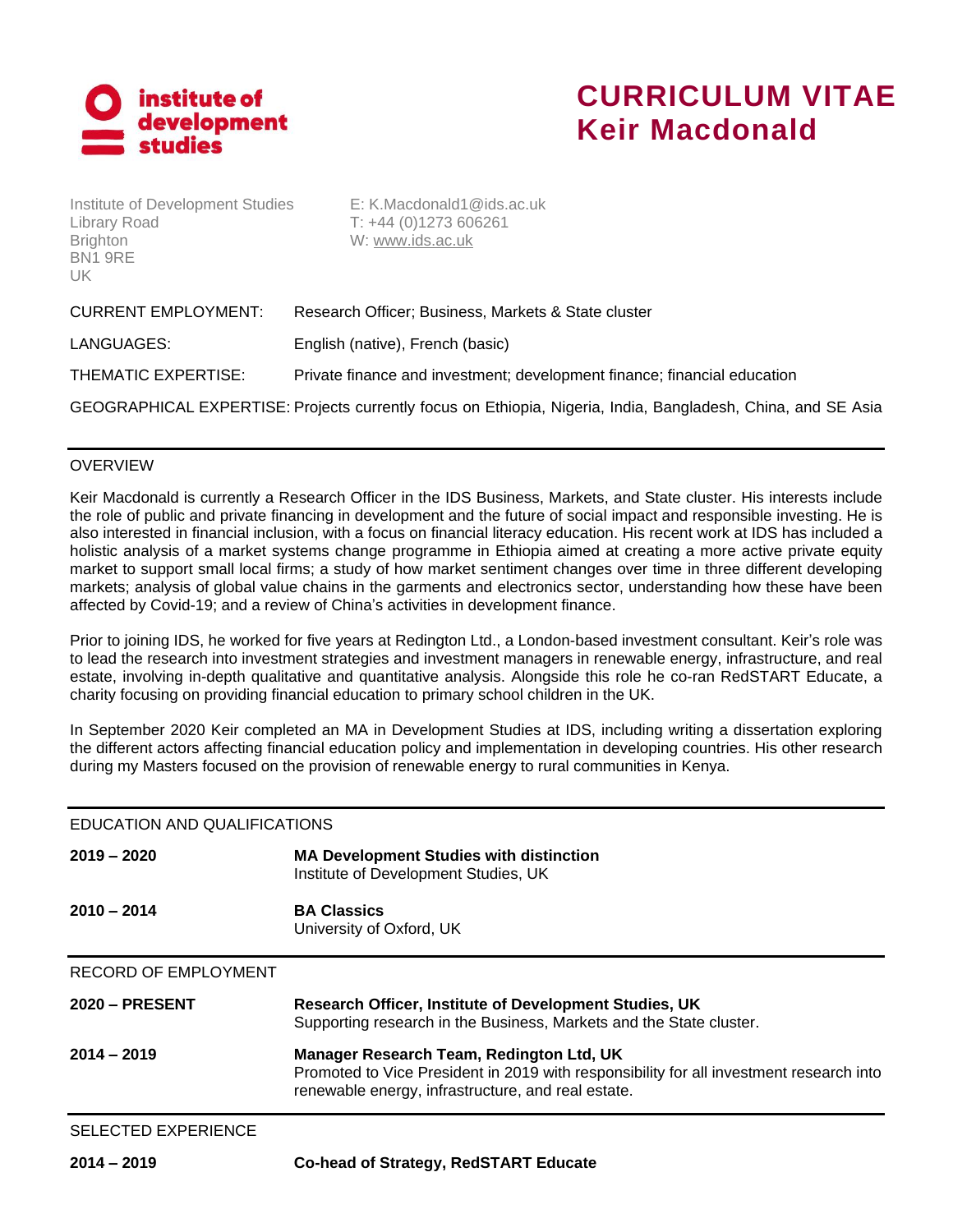institute of development studies

# CURRICULUM VITAE
# Keir Macdonald

Institute of Development Studies
Library Road
Brighton
BN1 9RE
UK

E: K.Macdonald1@ids.ac.uk
T: +44 (0)1273 606261
W: www.ids.ac.uk

| | |
|---|---|
| CURRENT EMPLOYMENT: | Research Officer; Business, Markets & State cluster |
| LANGUAGES: | English (native), French (basic) |
| THEMATIC EXPERTISE: | Private finance and investment; development finance; financial education |
| GEOGRAPHICAL EXPERTISE: | Projects currently focus on Ethiopia, Nigeria, India, Bangladesh, China, and SE Asia |

## OVERVIEW

Keir Macdonald is currently a Research Officer in the IDS Business, Markets, and State cluster. His interests include the role of public and private financing in development and the future of social impact and responsible investing. He is also interested in financial inclusion, with a focus on financial literacy education. His recent work at IDS has included a holistic analysis of a market systems change programme in Ethiopia aimed at creating a more active private equity market to support small local firms; a study of how market sentiment changes over time in three different developing markets; analysis of global value chains in the garments and electronics sector, understanding how these have been affected by Covid-19; and a review of China's activities in development finance.

Prior to joining IDS, he worked for five years at Redington Ltd., a London-based investment consultant. Keir's role was to lead the research into investment strategies and investment managers in renewable energy, infrastructure, and real estate, involving in-depth qualitative and quantitative analysis. Alongside this role he co-ran RedSTART Educate, a charity focusing on providing financial education to primary school children in the UK.

In September 2020 Keir completed an MA in Development Studies at IDS, including writing a dissertation exploring the different actors affecting financial education policy and implementation in developing countries. His other research during my Masters focused on the provision of renewable energy to rural communities in Kenya.

## EDUCATION AND QUALIFICATIONS

**2019 – 2020** — **MA Development Studies with distinction**
Institute of Development Studies, UK

**2010 – 2014** — **BA Classics**
University of Oxford, UK

## RECORD OF EMPLOYMENT

**2020 – PRESENT** — **Research Officer, Institute of Development Studies, UK**
Supporting research in the Business, Markets and the State cluster.

**2014 – 2019** — **Manager Research Team, Redington Ltd, UK**
Promoted to Vice President in 2019 with responsibility for all investment research into renewable energy, infrastructure, and real estate.

## SELECTED EXPERIENCE

**2014 – 2019** — **Co-head of Strategy, RedSTART Educate**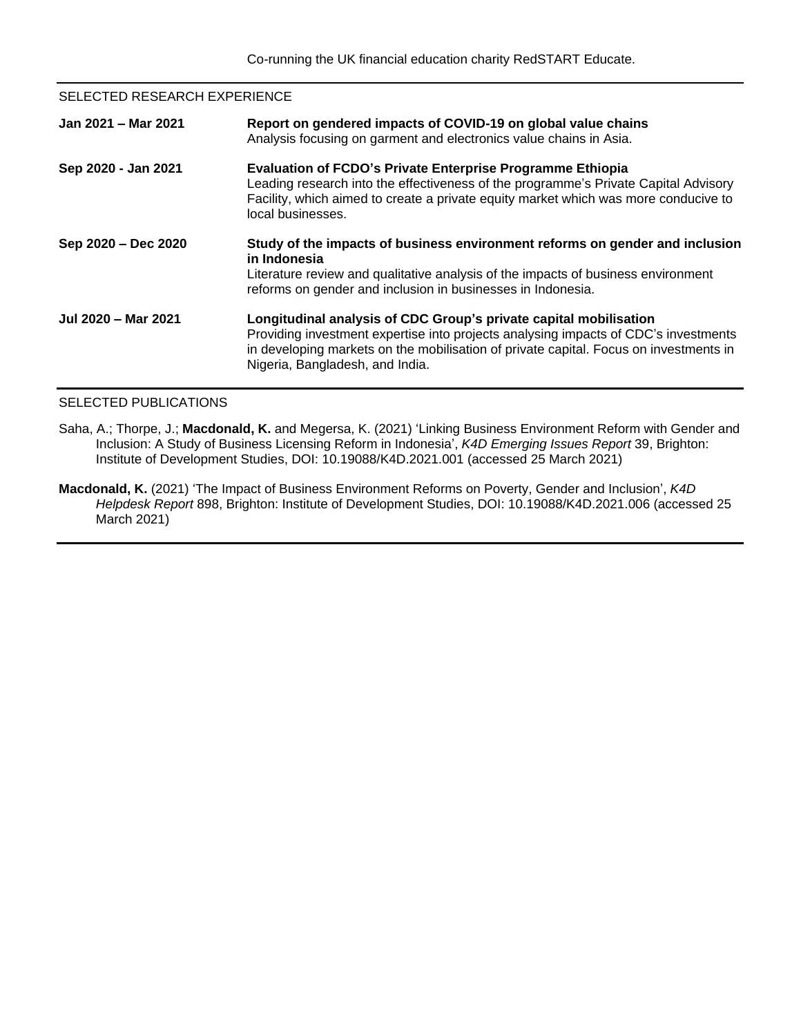Co-running the UK financial education charity RedSTART Educate.

## SELECTED RESEARCH EXPERIENCE

**Jan 2021 – Mar 2021**

**Report on gendered impacts of COVID-19 on global value chains**
Analysis focusing on garment and electronics value chains in Asia.

**Sep 2020 - Jan 2021**

**Evaluation of FCDO's Private Enterprise Programme Ethiopia**
Leading research into the effectiveness of the programme's Private Capital Advisory Facility, which aimed to create a private equity market which was more conducive to local businesses.

**Sep 2020 – Dec 2020**

**Study of the impacts of business environment reforms on gender and inclusion in Indonesia**
Literature review and qualitative analysis of the impacts of business environment reforms on gender and inclusion in businesses in Indonesia.

**Jul 2020 – Mar 2021**

**Longitudinal analysis of CDC Group's private capital mobilisation**
Providing investment expertise into projects analysing impacts of CDC's investments in developing markets on the mobilisation of private capital. Focus on investments in Nigeria, Bangladesh, and India.

## SELECTED PUBLICATIONS

Saha, A.; Thorpe, J.; **Macdonald, K.** and Megersa, K. (2021) 'Linking Business Environment Reform with Gender and Inclusion: A Study of Business Licensing Reform in Indonesia', *K4D Emerging Issues Report* 39, Brighton: Institute of Development Studies, DOI: 10.19088/K4D.2021.001 (accessed 25 March 2021)

**Macdonald, K.** (2021) 'The Impact of Business Environment Reforms on Poverty, Gender and Inclusion', *K4D Helpdesk Report* 898, Brighton: Institute of Development Studies, DOI: 10.19088/K4D.2021.006 (accessed 25 March 2021)